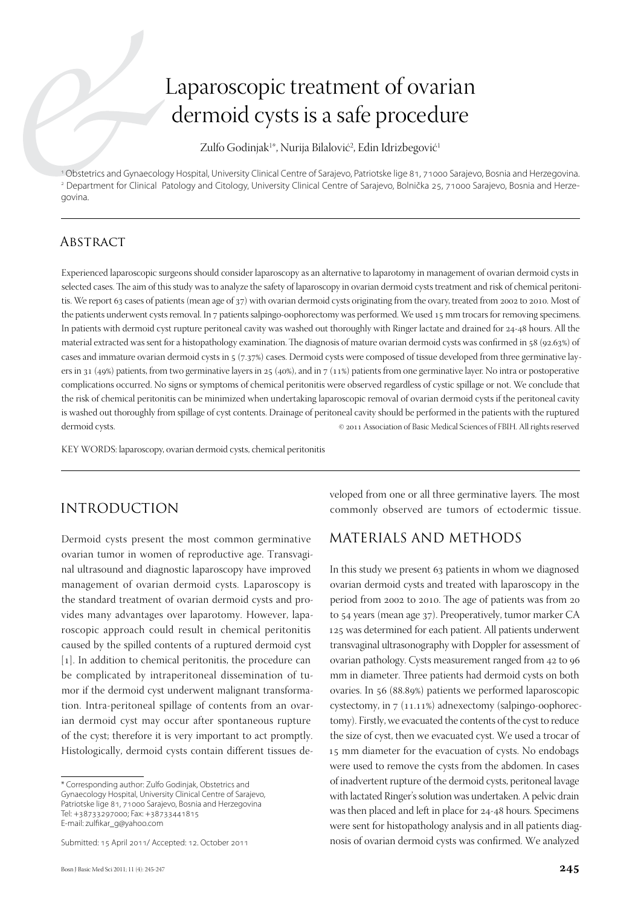# Laparoscopic treatment of ovarian dermoid cysts is a safe procedure

Zulfo Godinjak[1]*, Nurija Bilalović[2], Edin Idrizbegović[1]

[1] Obstetrics and Gynaecology Hospital, University Clinical Centre of Sarajevo, Patriotske lige 81, 71000 Sarajevo, Bosnia and Herzegovina.
[2] Department for Clinical Patology and Citology, University Clinical Centre of Sarajevo, Bolnička 25, 71000 Sarajevo, Bosnia and Herzegovina.

## Abstract

Experienced laparoscopic surgeons should consider laparoscopy as an alternative to laparotomy in management of ovarian dermoid cysts in selected cases. The aim of this study was to analyze the safety of laparoscopy in ovarian dermoid cysts treatment and risk of chemical peritonitis. We report 63 cases of patients (mean age of 37) with ovarian dermoid cysts originating from the ovary, treated from 2002 to 2010. Most of the patients underwent cysts removal. In 7 patients salpingo-oophorectomy was performed. We used 15 mm trocars for removing specimens. In patients with dermoid cyst rupture peritoneal cavity was washed out thoroughly with Ringer lactate and drained for 24-48 hours. All the material extracted was sent for a histopathology examination. The diagnosis of mature ovarian dermoid cysts was confirmed in 58 (92.63%) of cases and immature ovarian dermoid cysts in 5 (7.37%) cases. Dermoid cysts were composed of tissue developed from three germinative layers in 31 (49%) patients, from two germinative layers in 25 (40%), and in 7 (11%) patients from one germinative layer. No intra or postoperative complications occurred. No signs or symptoms of chemical peritonitis were observed regardless of cystic spillage or not. We conclude that the risk of chemical peritonitis can be minimized when undertaking laparoscopic removal of ovarian dermoid cysts if the peritoneal cavity is washed out thoroughly from spillage of cyst contents. Drainage of peritoneal cavity should be performed in the patients with the ruptured dermoid cysts.

© 2011 Association of Basic Medical Sciences of FBIH. All rights reserved

KEY WORDS: laparoscopy, ovarian dermoid cysts, chemical peritonitis

## Introduction

Dermoid cysts present the most common germinative ovarian tumor in women of reproductive age. Transvaginal ultrasound and diagnostic laparoscopy have improved management of ovarian dermoid cysts. Laparoscopy is the standard treatment of ovarian dermoid cysts and provides many advantages over laparotomy. However, laparoscopic approach could result in chemical peritonitis caused by the spilled contents of a ruptured dermoid cyst [1]. In addition to chemical peritonitis, the procedure can be complicated by intraperitoneal dissemination of tumor if the dermoid cyst underwent malignant transformation. Intra-peritoneal spillage of contents from an ovarian dermoid cyst may occur after spontaneous rupture of the cyst; therefore it is very important to act promptly. Histologically, dermoid cysts contain different tissues developed from one or all three germinative layers. The most commonly observed are tumors of ectodermic tissue.

## Materials and Methods

In this study we present 63 patients in whom we diagnosed ovarian dermoid cysts and treated with laparoscopy in the period from 2002 to 2010. The age of patients was from 20 to 54 years (mean age 37). Preoperatively, tumor marker CA 125 was determined for each patient. All patients underwent transvaginal ultrasonography with Doppler for assessment of ovarian pathology. Cysts measurement ranged from 42 to 96 mm in diameter. Three patients had dermoid cysts on both ovaries. In 56 (88.89%) patients we performed laparoscopic cystectomy, in 7 (11.11%) adnexectomy (salpingo-oophorectomy). Firstly, we evacuated the contents of the cyst to reduce the size of cyst, then we evacuated cyst. We used a trocar of 15 mm diameter for the evacuation of cysts. No endobags were used to remove the cysts from the abdomen. In cases of inadvertent rupture of the dermoid cysts, peritoneal lavage with lactated Ringer's solution was undertaken. A pelvic drain was then placed and left in place for 24-48 hours. Specimens were sent for histopathology analysis and in all patients diagnosis of ovarian dermoid cysts was confirmed. We analyzed

\* Corresponding author: Zulfo Godinjak, Obstetrics and Gynaecology Hospital, University Clinical Centre of Sarajevo, Patriotske lige 81, 71000 Sarajevo, Bosnia and Herzegovina
Tel: +38733297000; Fax: +38733441815
E-mail: zulfikar_g@yahoo.com

Submitted: 15 April 2011/ Accepted: 12. October 2011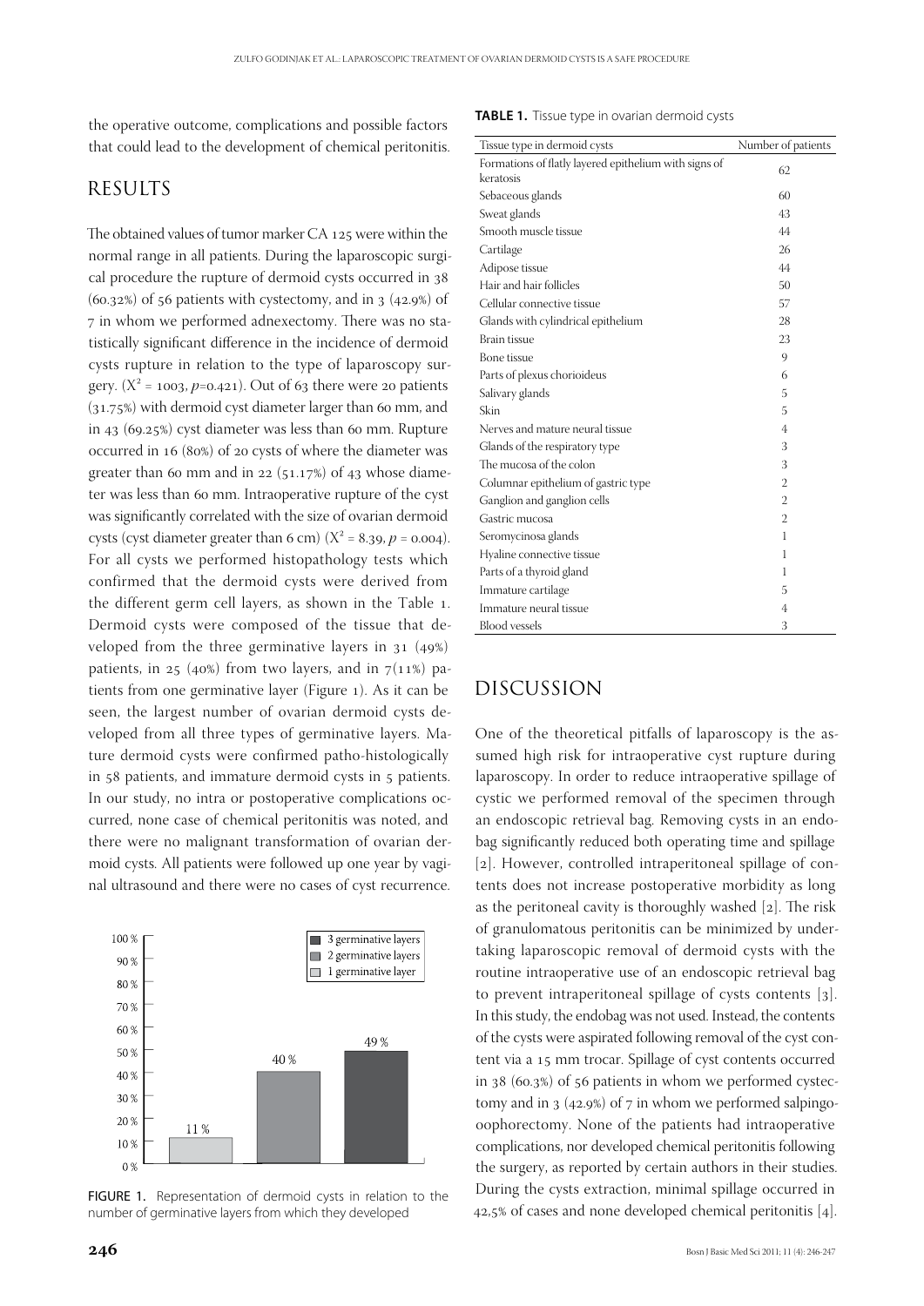the operative outcome, complications and possible factors that could lead to the development of chemical peritonitis.

## RESULTS

The obtained values of tumor marker CA 125 were within the normal range in all patients. During the laparoscopic surgical procedure the rupture of dermoid cysts occurred in 38 (60.32%) of 56 patients with cystectomy, and in 3 (42.9%) of 7 in whom we performed adnexectomy. There was no statistically significant difference in the incidence of dermoid cysts rupture in relation to the type of laparoscopy surgery. ($X^2$ = 1003, $p$=0.421). Out of 63 there were 20 patients (31.75%) with dermoid cyst diameter larger than 60 mm, and in 43 (69.25%) cyst diameter was less than 60 mm. Rupture occurred in 16 (80%) of 20 cysts of where the diameter was greater than 60 mm and in 22 (51.17%) of 43 whose diameter was less than 60 mm. Intraoperative rupture of the cyst was significantly correlated with the size of ovarian dermoid cysts (cyst diameter greater than 6 cm) ($X^2$ = 8.39, $p$ = 0.004). For all cysts we performed histopathology tests which confirmed that the dermoid cysts were derived from the different germ cell layers, as shown in the Table 1. Dermoid cysts were composed of the tissue that developed from the three germinative layers in 31 (49%) patients, in 25 (40%) from two layers, and in 7(11%) patients from one germinative layer (Figure 1). As it can be seen, the largest number of ovarian dermoid cysts developed from all three types of germinative layers. Mature dermoid cysts were confirmed patho-histologically in 58 patients, and immature dermoid cysts in 5 patients. In our study, no intra or postoperative complications occurred, none case of chemical peritonitis was noted, and there were no malignant transformation of ovarian dermoid cysts. All patients were followed up one year by vaginal ultrasound and there were no cases of cyst recurrence.

FIGURE 1. Representation of dermoid cysts in relation to the number of germinative layers from which they developed

**TABLE 1.** Tissue type in ovarian dermoid cysts

| Tissue type in dermoid cysts | Number of patients |
|---|---|
| Formations of flatly layered epithelium with signs of keratosis | 62 |
| Sebaceous glands | 60 |
| Sweat glands | 43 |
| Smooth muscle tissue | 44 |
| Cartilage | 26 |
| Adipose tissue | 44 |
| Hair and hair follicles | 50 |
| Cellular connective tissue | 57 |
| Glands with cylindrical epithelium | 28 |
| Brain tissue | 23 |
| Bone tissue | 9 |
| Parts of plexus chorioideus | 6 |
| Salivary glands | 5 |
| Skin | 5 |
| Nerves and mature neural tissue | 4 |
| Glands of the respiratory type | 3 |
| The mucosa of the colon | 3 |
| Columnar epithelium of gastric type | 2 |
| Ganglion and ganglion cells | 2 |
| Gastric mucosa | 2 |
| Seromycinosa glands | 1 |
| Hyaline connective tissue | 1 |
| Parts of a thyroid gland | 1 |
| Immature cartilage | 5 |
| Immature neural tissue | 4 |
| Blood vessels | 3 |

## DISCUSSION

One of the theoretical pitfalls of laparoscopy is the assumed high risk for intraoperative cyst rupture during laparoscopy. In order to reduce intraoperative spillage of cystic we performed removal of the specimen through an endoscopic retrieval bag. Removing cysts in an endobag significantly reduced both operating time and spillage [2]. However, controlled intraperitoneal spillage of contents does not increase postoperative morbidity as long as the peritoneal cavity is thoroughly washed [2]. The risk of granulomatous peritonitis can be minimized by undertaking laparoscopic removal of dermoid cysts with the routine intraoperative use of an endoscopic retrieval bag to prevent intraperitoneal spillage of cysts contents [3]. In this study, the endobag was not used. Instead, the contents of the cysts were aspirated following removal of the cyst content via a 15 mm trocar. Spillage of cyst contents occurred in 38 (60.3%) of 56 patients in whom we performed cystectomy and in 3 (42.9%) of 7 in whom we performed salpingo-oophorectomy. None of the patients had intraoperative complications, nor developed chemical peritonitis following the surgery, as reported by certain authors in their studies. During the cysts extraction, minimal spillage occurred in 42,5% of cases and none developed chemical peritonitis [4].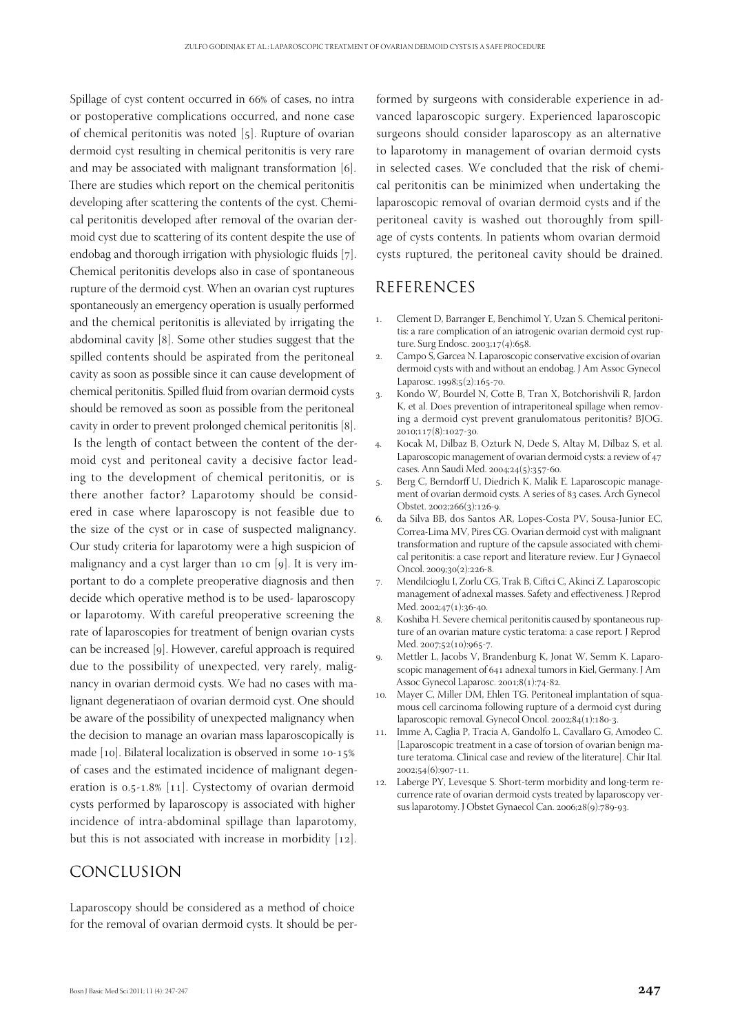Spillage of cyst content occurred in 66% of cases, no intra or postoperative complications occurred, and none case of chemical peritonitis was noted [5]. Rupture of ovarian dermoid cyst resulting in chemical peritonitis is very rare and may be associated with malignant transformation [6]. There are studies which report on the chemical peritonitis developing after scattering the contents of the cyst. Chemical peritonitis developed after removal of the ovarian dermoid cyst due to scattering of its content despite the use of endobag and thorough irrigation with physiologic fluids [7]. Chemical peritonitis develops also in case of spontaneous rupture of the dermoid cyst. When an ovarian cyst ruptures spontaneously an emergency operation is usually performed and the chemical peritonitis is alleviated by irrigating the abdominal cavity [8]. Some other studies suggest that the spilled contents should be aspirated from the peritoneal cavity as soon as possible since it can cause development of chemical peritonitis. Spilled fluid from ovarian dermoid cysts should be removed as soon as possible from the peritoneal cavity in order to prevent prolonged chemical peritonitis [8]. Is the length of contact between the content of the dermoid cyst and peritoneal cavity a decisive factor leading to the development of chemical peritonitis, or is there another factor? Laparotomy should be considered in case where laparoscopy is not feasible due to the size of the cyst or in case of suspected malignancy. Our study criteria for laparotomy were a high suspicion of malignancy and a cyst larger than 10 cm [9]. It is very important to do a complete preoperative diagnosis and then decide which operative method is to be used- laparoscopy or laparotomy. With careful preoperative screening the rate of laparoscopies for treatment of benign ovarian cysts can be increased [9]. However, careful approach is required due to the possibility of unexpected, very rarely, malignancy in ovarian dermoid cysts. We had no cases with malignant degeneratiaon of ovarian dermoid cyst. One should be aware of the possibility of unexpected malignancy when the decision to manage an ovarian mass laparoscopically is made [10]. Bilateral localization is observed in some 10-15% of cases and the estimated incidence of malignant degeneration is 0.5-1.8% [11]. Cystectomy of ovarian dermoid cysts performed by laparoscopy is associated with higher incidence of intra-abdominal spillage than laparotomy, but this is not associated with increase in morbidity [12].

## CONCLUSION

Laparoscopy should be considered as a method of choice for the removal of ovarian dermoid cysts. It should be performed by surgeons with considerable experience in advanced laparoscopic surgery. Experienced laparoscopic surgeons should consider laparoscopy as an alternative to laparotomy in management of ovarian dermoid cysts in selected cases. We concluded that the risk of chemical peritonitis can be minimized when undertaking the laparoscopic removal of ovarian dermoid cysts and if the peritoneal cavity is washed out thoroughly from spillage of cysts contents. In patients whom ovarian dermoid cysts ruptured, the peritoneal cavity should be drained.

## REFERENCES

1. Clement D, Barranger E, Benchimol Y, Uzan S. Chemical peritonitis: a rare complication of an iatrogenic ovarian dermoid cyst rupture. Surg Endosc. 2003;17(4):658.
2. Campo S, Garcea N. Laparoscopic conservative excision of ovarian dermoid cysts with and without an endobag. J Am Assoc Gynecol Laparosc. 1998;5(2):165-70.
3. Kondo W, Bourdel N, Cotte B, Tran X, Botchorishvili R, Jardon K, et al. Does prevention of intraperitoneal spillage when removing a dermoid cyst prevent granulomatous peritonitis? BJOG. 2010;117(8):1027-30.
4. Kocak M, Dilbaz B, Ozturk N, Dede S, Altay M, Dilbaz S, et al. Laparoscopic management of ovarian dermoid cysts: a review of 47 cases. Ann Saudi Med. 2004;24(5):357-60.
5. Berg C, Berndorff U, Diedrich K, Malik E. Laparoscopic management of ovarian dermoid cysts. A series of 83 cases. Arch Gynecol Obstet. 2002;266(3):126-9.
6. da Silva BB, dos Santos AR, Lopes-Costa PV, Sousa-Junior EC, Correa-Lima MV, Pires CG. Ovarian dermoid cyst with malignant transformation and rupture of the capsule associated with chemical peritonitis: a case report and literature review. Eur J Gynaecol Oncol. 2009;30(2):226-8.
7. Mendilcioglu I, Zorlu CG, Trak B, Ciftci C, Akinci Z. Laparoscopic management of adnexal masses. Safety and effectiveness. J Reprod Med. 2002;47(1):36-40.
8. Koshiba H. Severe chemical peritonitis caused by spontaneous rupture of an ovarian mature cystic teratoma: a case report. J Reprod Med. 2007;52(10):965-7.
9. Mettler L, Jacobs V, Brandenburg K, Jonat W, Semm K. Laparoscopic management of 641 adnexal tumors in Kiel, Germany. J Am Assoc Gynecol Laparosc. 2001;8(1):74-82.
10. Mayer C, Miller DM, Ehlen TG. Peritoneal implantation of squamous cell carcinoma following rupture of a dermoid cyst during laparoscopic removal. Gynecol Oncol. 2002;84(1):180-3.
11. Imme A, Caglia P, Tracia A, Gandolfo L, Cavallaro G, Amodeo C. [Laparoscopic treatment in a case of torsion of ovarian benign mature teratoma. Clinical case and review of the literature]. Chir Ital. 2002;54(6):907-11.
12. Laberge PY, Levesque S. Short-term morbidity and long-term recurrence rate of ovarian dermoid cysts treated by laparoscopy versus laparotomy. J Obstet Gynaecol Can. 2006;28(9):789-93.